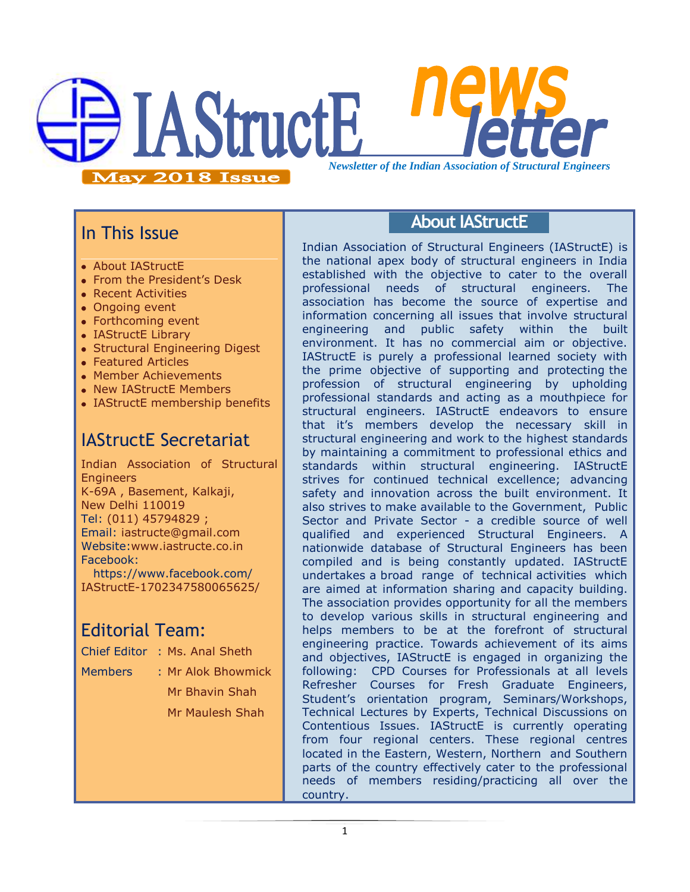# IAStructE news letter

*Newsletter of the Indian Association of Structural Engineers*

**May 2018 Issue**

## In This Issue

- About IAStructE
- From the President's Desk
- Recent Activities
- Ongoing event
- Forthcoming event
- IAStructE Library
- Structural Engineering Digest
- Featured Articles
- Member Achievements
- New IAStructE Members
- IAStructE membership benefits

## IAStructE Secretariat

Indian Association of Structural Engineers
K-69A , Basement, Kalkaji,
New Delhi 110019
Tel: (011) 45794829 ;
Email: iastructe@gmail.com
Website:www.iastructe.co.in
Facebook:
https://www.facebook.com/IAStructE-1702347580065625/

## Editorial Team:

Chief Editor : Ms. Anal Sheth

Members : Mr Alok Bhowmick
Mr Bhavin Shah
Mr Maulesh Shah

## About IAStructE

Indian Association of Structural Engineers (IAStructE) is the national apex body of structural engineers in India established with the objective to cater to the overall professional needs of structural engineers. The association has become the source of expertise and information concerning all issues that involve structural engineering and public safety within the built environment. It has no commercial aim or objective. IAStructE is purely a professional learned society with the prime objective of supporting and protecting the profession of structural engineering by upholding professional standards and acting as a mouthpiece for structural engineers. IAStructE endeavors to ensure that it's members develop the necessary skill in structural engineering and work to the highest standards by maintaining a commitment to professional ethics and standards within structural engineering. IAStructE strives for continued technical excellence; advancing safety and innovation across the built environment. It also strives to make available to the Government, Public Sector and Private Sector - a credible source of well qualified and experienced Structural Engineers. A nationwide database of Structural Engineers has been compiled and is being constantly updated. IAStructE undertakes a broad range of technical activities which are aimed at information sharing and capacity building. The association provides opportunity for all the members to develop various skills in structural engineering and helps members to be at the forefront of structural engineering practice. Towards achievement of its aims and objectives, IAStructE is engaged in organizing the following: CPD Courses for Professionals at all levels Refresher Courses for Fresh Graduate Engineers, Student's orientation program, Seminars/Workshops, Technical Lectures by Experts, Technical Discussions on Contentious Issues. IAStructE is currently operating from four regional centers. These regional centres located in the Eastern, Western, Northern and Southern parts of the country effectively cater to the professional needs of members residing/practicing all over the country.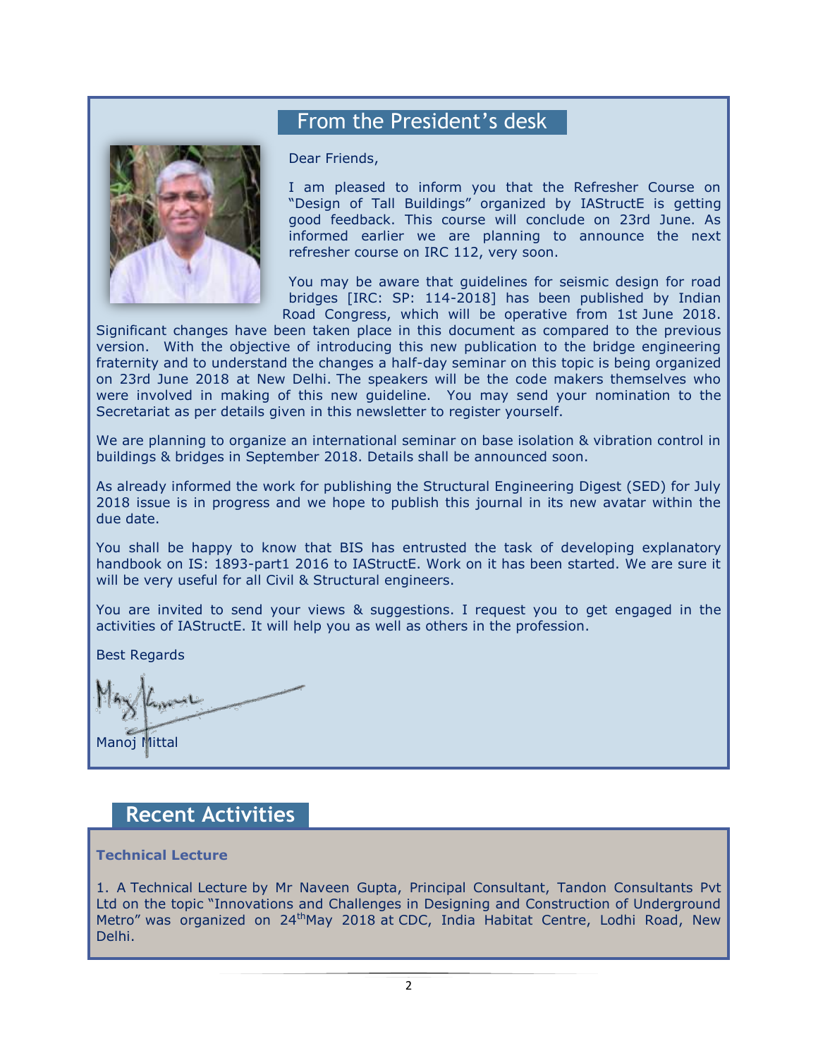## From the President's desk

Dear Friends,

I am pleased to inform you that the Refresher Course on "Design of Tall Buildings" organized by IAStructE is getting good feedback. This course will conclude on 23rd June. As informed earlier we are planning to announce the next refresher course on IRC 112, very soon.

You may be aware that guidelines for seismic design for road bridges [IRC: SP: 114-2018] has been published by Indian Road Congress, which will be operative from 1st June 2018. Significant changes have been taken place in this document as compared to the previous version. With the objective of introducing this new publication to the bridge engineering fraternity and to understand the changes a half-day seminar on this topic is being organized on 23rd June 2018 at New Delhi. The speakers will be the code makers themselves who were involved in making of this new guideline. You may send your nomination to the Secretariat as per details given in this newsletter to register yourself.

We are planning to organize an international seminar on base isolation & vibration control in buildings & bridges in September 2018. Details shall be announced soon.

As already informed the work for publishing the Structural Engineering Digest (SED) for July 2018 issue is in progress and we hope to publish this journal in its new avatar within the due date.

You shall be happy to know that BIS has entrusted the task of developing explanatory handbook on IS: 1893-part1 2016 to IAStructE. Work on it has been started. We are sure it will be very useful for all Civil & Structural engineers.

You are invited to send your views & suggestions. I request you to get engaged in the activities of IAStructE. It will help you as well as others in the profession.

Best Regards

Manoj Mittal

## Recent Activities

**Technical Lecture**

1. A Technical Lecture by Mr Naveen Gupta, Principal Consultant, Tandon Consultants Pvt Ltd on the topic "Innovations and Challenges in Designing and Construction of Underground Metro" was organized on 24th May 2018 at CDC, India Habitat Centre, Lodhi Road, New Delhi.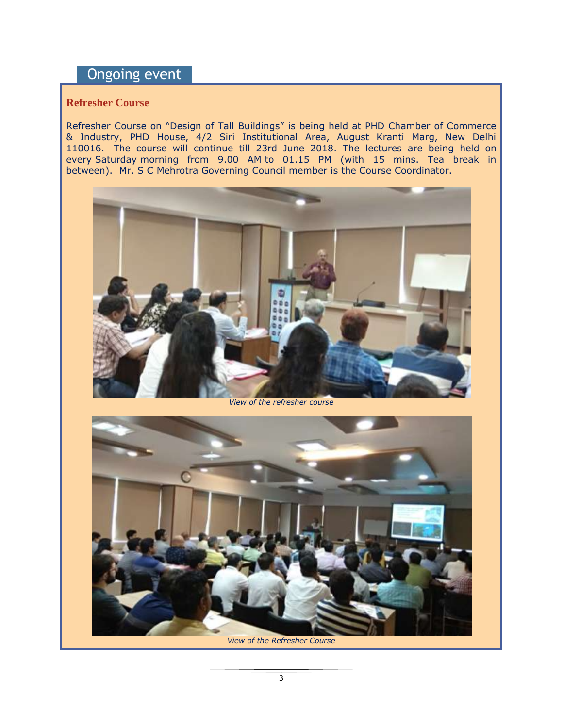## Ongoing event

### Refresher Course

Refresher Course on "Design of Tall Buildings" is being held at PHD Chamber of Commerce & Industry, PHD House, 4/2 Siri Institutional Area, August Kranti Marg, New Delhi 110016. The course will continue till 23rd June 2018. The lectures are being held on every Saturday morning from 9.00 AM to 01.15 PM (with 15 mins. Tea break in between). Mr. S C Mehrotra Governing Council member is the Course Coordinator.

*View of the refresher course*

*View of the Refresher Course*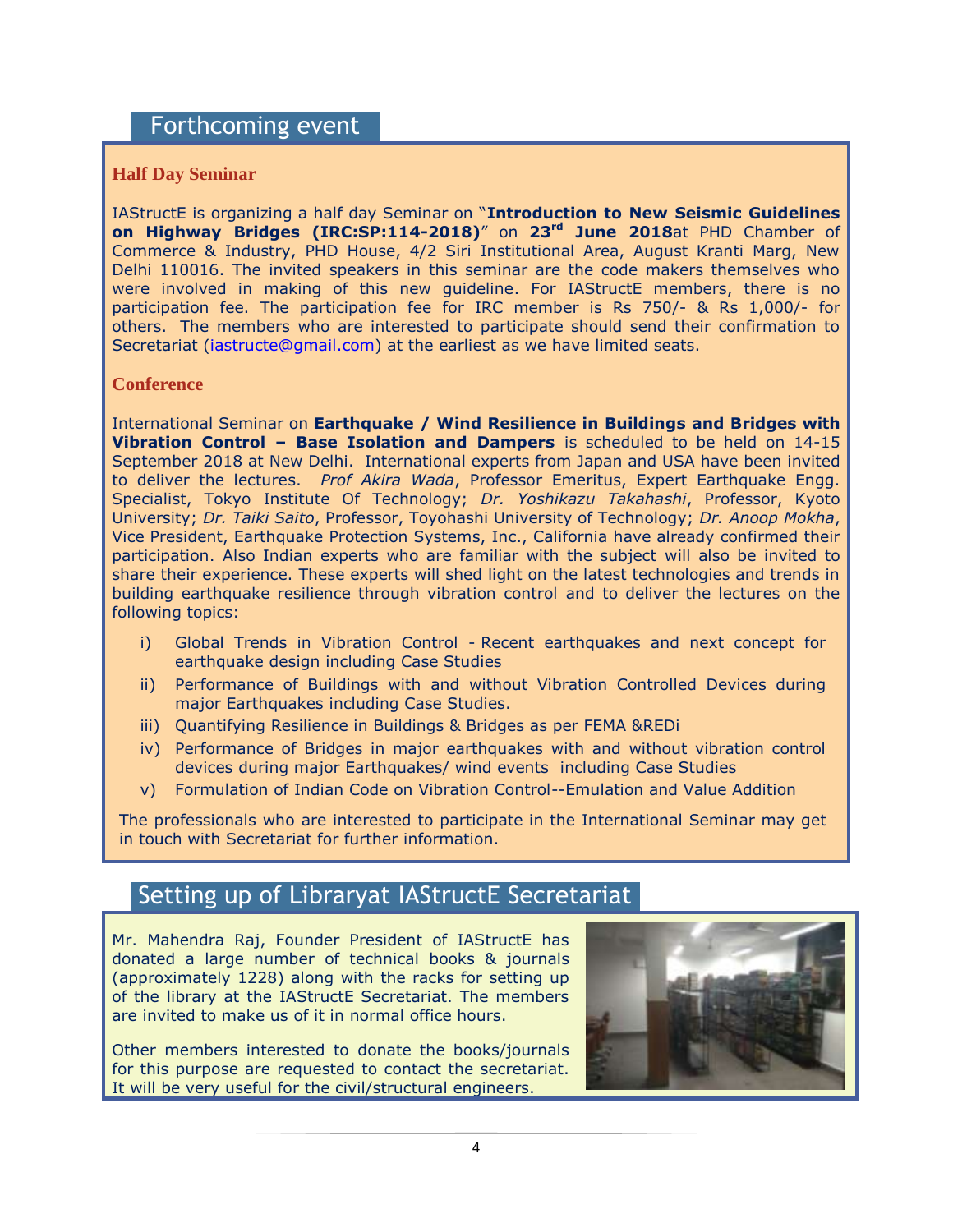## Forthcoming event

### Half Day Seminar

IAStructE is organizing a half day Seminar on "**Introduction to New Seismic Guidelines on Highway Bridges (IRC:SP:114-2018)**" on **23rd June 2018**at PHD Chamber of Commerce & Industry, PHD House, 4/2 Siri Institutional Area, August Kranti Marg, New Delhi 110016. The invited speakers in this seminar are the code makers themselves who were involved in making of this new guideline. For IAStructE members, there is no participation fee. The participation fee for IRC member is Rs 750/- & Rs 1,000/- for others. The members who are interested to participate should send their confirmation to Secretariat (iastructe@gmail.com) at the earliest as we have limited seats.

### Conference

International Seminar on **Earthquake / Wind Resilience in Buildings and Bridges with Vibration Control – Base Isolation and Dampers** is scheduled to be held on 14-15 September 2018 at New Delhi. International experts from Japan and USA have been invited to deliver the lectures. *Prof Akira Wada*, Professor Emeritus, Expert Earthquake Engg. Specialist, Tokyo Institute Of Technology; *Dr. Yoshikazu Takahashi*, Professor, Kyoto University; *Dr. Taiki Saito*, Professor, Toyohashi University of Technology; *Dr. Anoop Mokha*, Vice President, Earthquake Protection Systems, Inc., California have already confirmed their participation. Also Indian experts who are familiar with the subject will also be invited to share their experience. These experts will shed light on the latest technologies and trends in building earthquake resilience through vibration control and to deliver the lectures on the following topics:

i) Global Trends in Vibration Control - Recent earthquakes and next concept for earthquake design including Case Studies
ii) Performance of Buildings with and without Vibration Controlled Devices during major Earthquakes including Case Studies.
iii) Quantifying Resilience in Buildings & Bridges as per FEMA &REDi
iv) Performance of Bridges in major earthquakes with and without vibration control devices during major Earthquakes/ wind events including Case Studies
v) Formulation of Indian Code on Vibration Control--Emulation and Value Addition

The professionals who are interested to participate in the International Seminar may get in touch with Secretariat for further information.

## Setting up of Libraryat IAStructE Secretariat

Mr. Mahendra Raj, Founder President of IAStructE has donated a large number of technical books & journals (approximately 1228) along with the racks for setting up of the library at the IAStructE Secretariat. The members are invited to make us of it in normal office hours.

Other members interested to donate the books/journals for this purpose are requested to contact the secretariat. It will be very useful for the civil/structural engineers.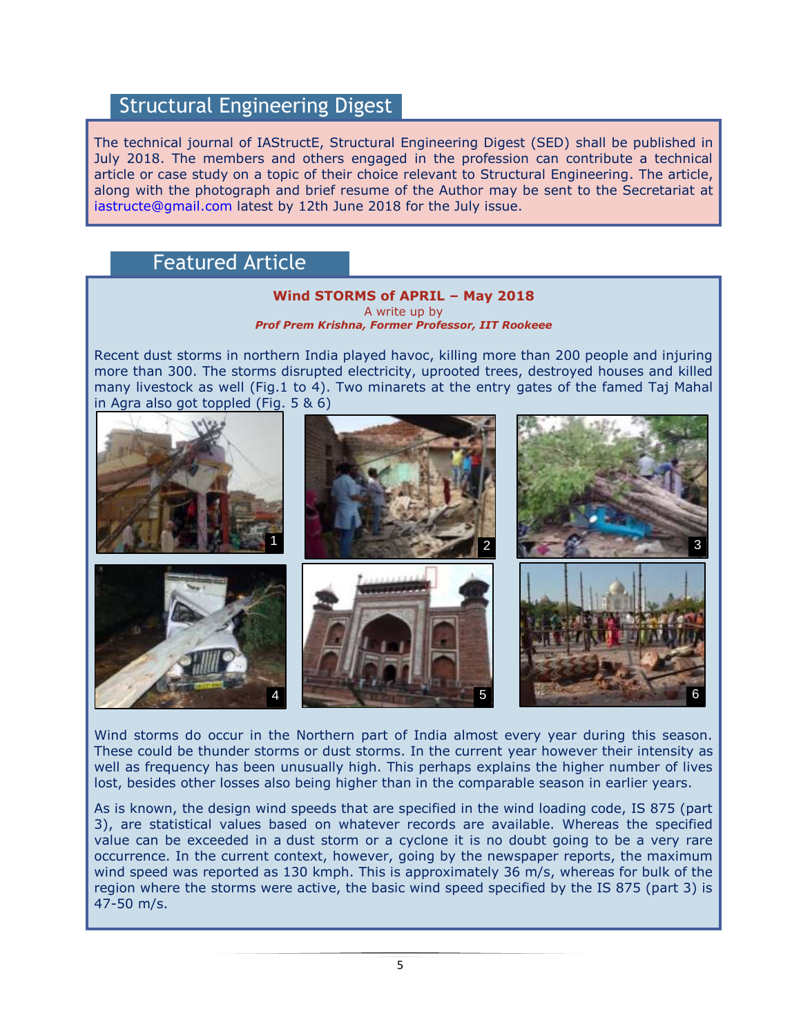## Structural Engineering Digest

The technical journal of IAStructE, Structural Engineering Digest (SED) shall be published in July 2018. The members and others engaged in the profession can contribute a technical article or case study on a topic of their choice relevant to Structural Engineering. The article, along with the photograph and brief resume of the Author may be sent to the Secretariat at iastructe@gmail.com latest by 12th June 2018 for the July issue.

## Featured Article

### Wind STORMS of APRIL – May 2018

A write up by

***Prof Prem Krishna, Former Professor, IIT Rookeee***

Recent dust storms in northern India played havoc, killing more than 200 people and injuring more than 300. The storms disrupted electricity, uprooted trees, destroyed houses and killed many livestock as well (Fig.1 to 4). Two minarets at the entry gates of the famed Taj Mahal in Agra also got toppled (Fig. 5 & 6)

1 2 3 4 5 6

Wind storms do occur in the Northern part of India almost every year during this season. These could be thunder storms or dust storms. In the current year however their intensity as well as frequency has been unusually high. This perhaps explains the higher number of lives lost, besides other losses also being higher than in the comparable season in earlier years.

As is known, the design wind speeds that are specified in the wind loading code, IS 875 (part 3), are statistical values based on whatever records are available. Whereas the specified value can be exceeded in a dust storm or a cyclone it is no doubt going to be a very rare occurrence. In the current context, however, going by the newspaper reports, the maximum wind speed was reported as 130 kmph. This is approximately 36 m/s, whereas for bulk of the region where the storms were active, the basic wind speed specified by the IS 875 (part 3) is 47-50 m/s.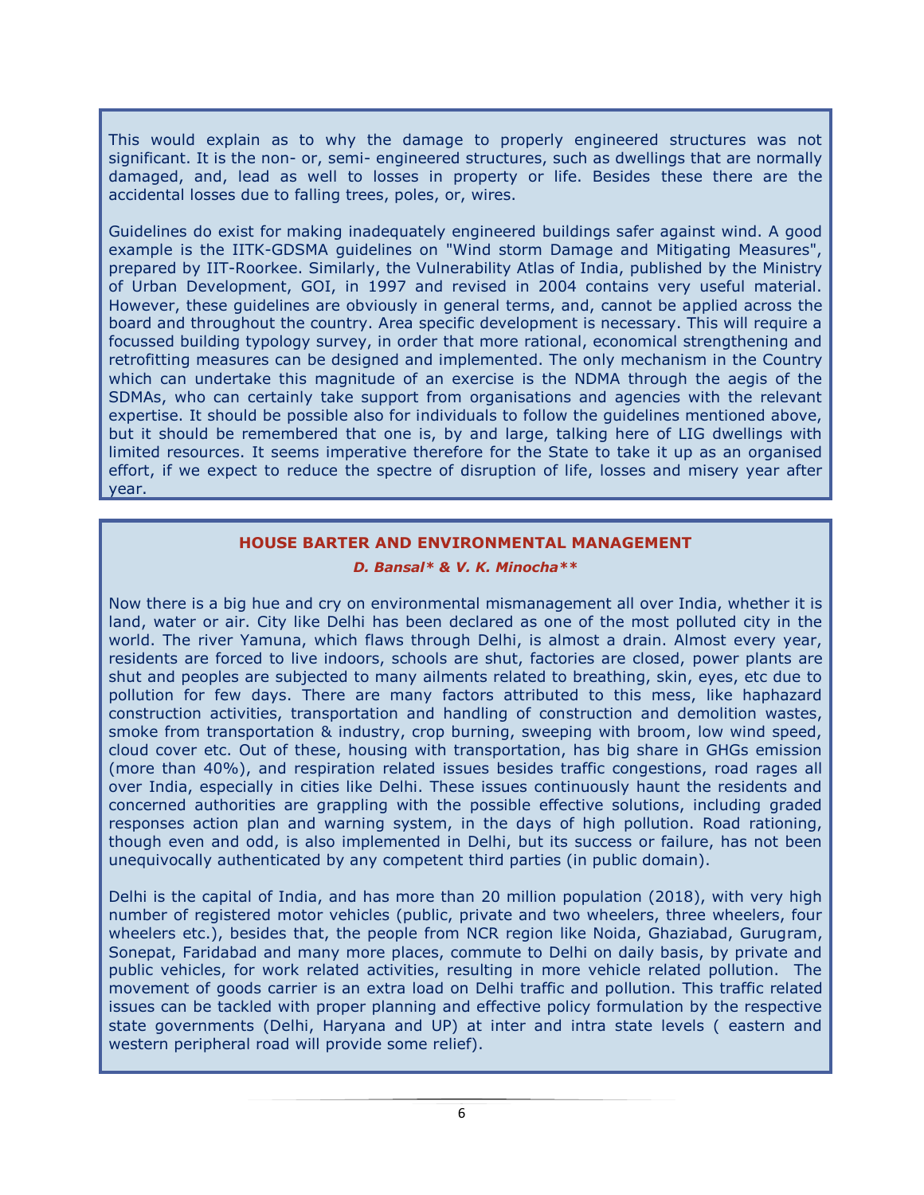This would explain as to why the damage to properly engineered structures was not significant. It is the non- or, semi- engineered structures, such as dwellings that are normally damaged, and, lead as well to losses in property or life. Besides these there are the accidental losses due to falling trees, poles, or, wires.

Guidelines do exist for making inadequately engineered buildings safer against wind. A good example is the IITK-GDSMA guidelines on "Wind storm Damage and Mitigating Measures", prepared by IIT-Roorkee. Similarly, the Vulnerability Atlas of India, published by the Ministry of Urban Development, GOI, in 1997 and revised in 2004 contains very useful material. However, these guidelines are obviously in general terms, and, cannot be applied across the board and throughout the country. Area specific development is necessary. This will require a focussed building typology survey, in order that more rational, economical strengthening and retrofitting measures can be designed and implemented. The only mechanism in the Country which can undertake this magnitude of an exercise is the NDMA through the aegis of the SDMAs, who can certainly take support from organisations and agencies with the relevant expertise. It should be possible also for individuals to follow the guidelines mentioned above, but it should be remembered that one is, by and large, talking here of LIG dwellings with limited resources. It seems imperative therefore for the State to take it up as an organised effort, if we expect to reduce the spectre of disruption of life, losses and misery year after year.

## HOUSE BARTER AND ENVIRONMENTAL MANAGEMENT

***D. Bansal\* & V. K. Minocha\*\****

Now there is a big hue and cry on environmental mismanagement all over India, whether it is land, water or air. City like Delhi has been declared as one of the most polluted city in the world. The river Yamuna, which flaws through Delhi, is almost a drain. Almost every year, residents are forced to live indoors, schools are shut, factories are closed, power plants are shut and peoples are subjected to many ailments related to breathing, skin, eyes, etc due to pollution for few days. There are many factors attributed to this mess, like haphazard construction activities, transportation and handling of construction and demolition wastes, smoke from transportation & industry, crop burning, sweeping with broom, low wind speed, cloud cover etc. Out of these, housing with transportation, has big share in GHGs emission (more than 40%), and respiration related issues besides traffic congestions, road rages all over India, especially in cities like Delhi. These issues continuously haunt the residents and concerned authorities are grappling with the possible effective solutions, including graded responses action plan and warning system, in the days of high pollution. Road rationing, though even and odd, is also implemented in Delhi, but its success or failure, has not been unequivocally authenticated by any competent third parties (in public domain).

Delhi is the capital of India, and has more than 20 million population (2018), with very high number of registered motor vehicles (public, private and two wheelers, three wheelers, four wheelers etc.), besides that, the people from NCR region like Noida, Ghaziabad, Gurugram, Sonepat, Faridabad and many more places, commute to Delhi on daily basis, by private and public vehicles, for work related activities, resulting in more vehicle related pollution. The movement of goods carrier is an extra load on Delhi traffic and pollution. This traffic related issues can be tackled with proper planning and effective policy formulation by the respective state governments (Delhi, Haryana and UP) at inter and intra state levels ( eastern and western peripheral road will provide some relief).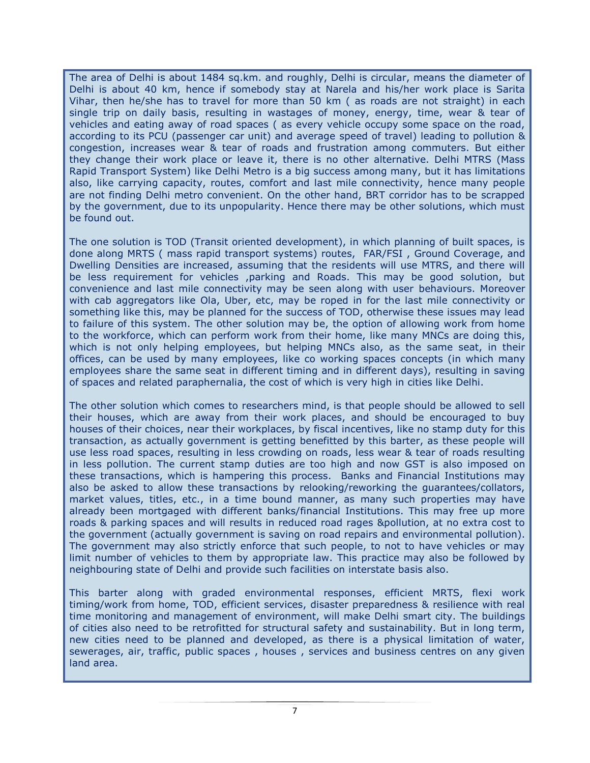The area of Delhi is about 1484 sq.km. and roughly, Delhi is circular, means the diameter of Delhi is about 40 km, hence if somebody stay at Narela and his/her work place is Sarita Vihar, then he/she has to travel for more than 50 km ( as roads are not straight) in each single trip on daily basis, resulting in wastages of money, energy, time, wear & tear of vehicles and eating away of road spaces ( as every vehicle occupy some space on the road, according to its PCU (passenger car unit) and average speed of travel) leading to pollution & congestion, increases wear & tear of roads and frustration among commuters. But either they change their work place or leave it, there is no other alternative. Delhi MTRS (Mass Rapid Transport System) like Delhi Metro is a big success among many, but it has limitations also, like carrying capacity, routes, comfort and last mile connectivity, hence many people are not finding Delhi metro convenient. On the other hand, BRT corridor has to be scrapped by the government, due to its unpopularity. Hence there may be other solutions, which must be found out.

The one solution is TOD (Transit oriented development), in which planning of built spaces, is done along MRTS ( mass rapid transport systems) routes, FAR/FSI , Ground Coverage, and Dwelling Densities are increased, assuming that the residents will use MTRS, and there will be less requirement for vehicles ,parking and Roads. This may be good solution, but convenience and last mile connectivity may be seen along with user behaviours. Moreover with cab aggregators like Ola, Uber, etc, may be roped in for the last mile connectivity or something like this, may be planned for the success of TOD, otherwise these issues may lead to failure of this system. The other solution may be, the option of allowing work from home to the workforce, which can perform work from their home, like many MNCs are doing this, which is not only helping employees, but helping MNCs also, as the same seat, in their offices, can be used by many employees, like co working spaces concepts (in which many employees share the same seat in different timing and in different days), resulting in saving of spaces and related paraphernalia, the cost of which is very high in cities like Delhi.

The other solution which comes to researchers mind, is that people should be allowed to sell their houses, which are away from their work places, and should be encouraged to buy houses of their choices, near their workplaces, by fiscal incentives, like no stamp duty for this transaction, as actually government is getting benefitted by this barter, as these people will use less road spaces, resulting in less crowding on roads, less wear & tear of roads resulting in less pollution. The current stamp duties are too high and now GST is also imposed on these transactions, which is hampering this process. Banks and Financial Institutions may also be asked to allow these transactions by relooking/reworking the guarantees/collators, market values, titles, etc., in a time bound manner, as many such properties may have already been mortgaged with different banks/financial Institutions. This may free up more roads & parking spaces and will results in reduced road rages &pollution, at no extra cost to the government (actually government is saving on road repairs and environmental pollution). The government may also strictly enforce that such people, to not to have vehicles or may limit number of vehicles to them by appropriate law. This practice may also be followed by neighbouring state of Delhi and provide such facilities on interstate basis also.

This barter along with graded environmental responses, efficient MRTS, flexi work timing/work from home, TOD, efficient services, disaster preparedness & resilience with real time monitoring and management of environment, will make Delhi smart city. The buildings of cities also need to be retrofitted for structural safety and sustainability. But in long term, new cities need to be planned and developed, as there is a physical limitation of water, sewerages, air, traffic, public spaces , houses , services and business centres on any given land area.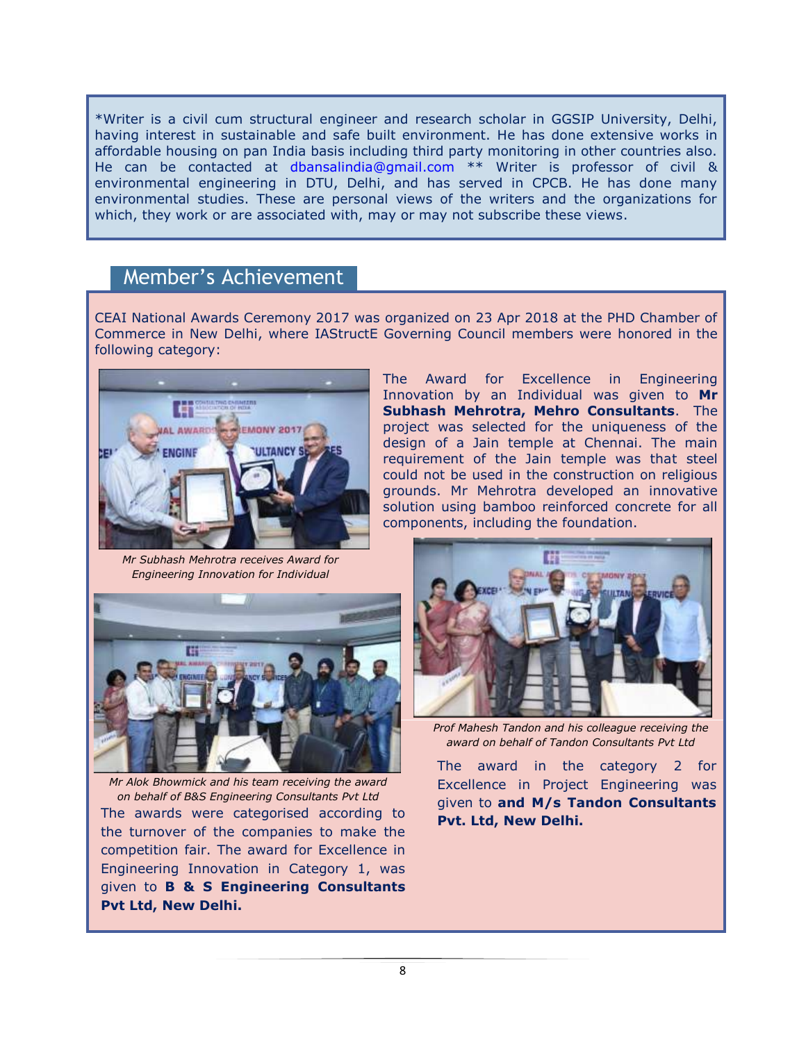*Writer is a civil cum structural engineer and research scholar in GGSIP University, Delhi, having interest in sustainable and safe built environment. He has done extensive works in affordable housing on pan India basis including third party monitoring in other countries also. He can be contacted at dbansalindia@gmail.com ** Writer is professor of civil & environmental engineering in DTU, Delhi, and has served in CPCB. He has done many environmental studies. These are personal views of the writers and the organizations for which, they work or are associated with, may or may not subscribe these views.

## Member's Achievement

CEAI National Awards Ceremony 2017 was organized on 23 Apr 2018 at the PHD Chamber of Commerce in New Delhi, where IAStructE Governing Council members were honored in the following category:

The Award for Excellence in Engineering Innovation by an Individual was given to **Mr Subhash Mehrotra, Mehro Consultants**. The project was selected for the uniqueness of the design of a Jain temple at Chennai. The main requirement of the Jain temple was that steel could not be used in the construction on religious grounds. Mr Mehrotra developed an innovative solution using bamboo reinforced concrete for all components, including the foundation.

*Mr Subhash Mehrotra receives Award for Engineering Innovation for Individual*

*Mr Alok Bhowmick and his team receiving the award on behalf of B&S Engineering Consultants Pvt Ltd*

The awards were categorised according to the turnover of the companies to make the competition fair. The award for Excellence in Engineering Innovation in Category 1, was given to **B & S Engineering Consultants Pvt Ltd, New Delhi.**

*Prof Mahesh Tandon and his colleague receiving the award on behalf of Tandon Consultants Pvt Ltd*

The award in the category 2 for Excellence in Project Engineering was given to **and M/s Tandon Consultants Pvt. Ltd, New Delhi.**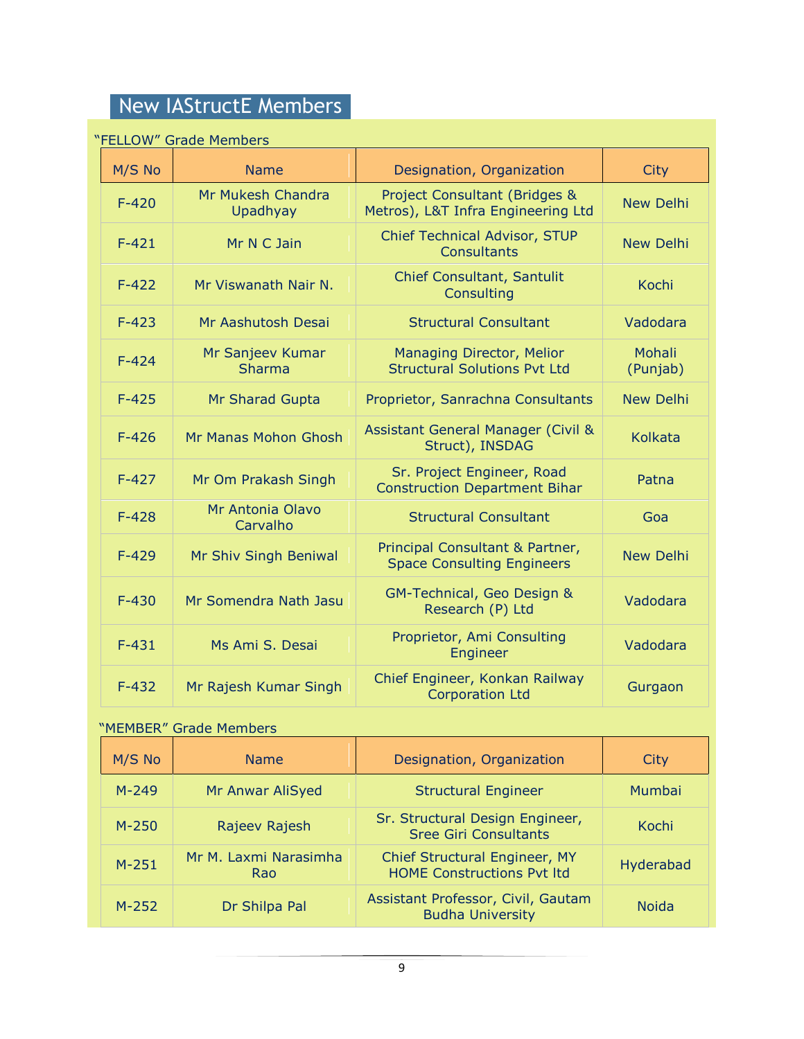# New IAStructE Members

"FELLOW" Grade Members

| M/S No | Name | Designation, Organization | City |
|---|---|---|---|
| F-420 | Mr Mukesh Chandra Upadhyay | Project Consultant (Bridges & Metros), L&T Infra Engineering Ltd | New Delhi |
| F-421 | Mr N C Jain | Chief Technical Advisor, STUP Consultants | New Delhi |
| F-422 | Mr Viswanath Nair N. | Chief Consultant, Santulit Consulting | Kochi |
| F-423 | Mr Aashutosh Desai | Structural Consultant | Vadodara |
| F-424 | Mr Sanjeev Kumar Sharma | Managing Director, Melior Structural Solutions Pvt Ltd | Mohali (Punjab) |
| F-425 | Mr Sharad Gupta | Proprietor, Sanrachna Consultants | New Delhi |
| F-426 | Mr Manas Mohon Ghosh | Assistant General Manager (Civil & Struct), INSDAG | Kolkata |
| F-427 | Mr Om Prakash Singh | Sr. Project Engineer, Road Construction Department Bihar | Patna |
| F-428 | Mr Antonia Olavo Carvalho | Structural Consultant | Goa |
| F-429 | Mr Shiv Singh Beniwal | Principal Consultant & Partner, Space Consulting Engineers | New Delhi |
| F-430 | Mr Somendra Nath Jasu | GM-Technical, Geo Design & Research (P) Ltd | Vadodara |
| F-431 | Ms Ami S. Desai | Proprietor, Ami Consulting Engineer | Vadodara |
| F-432 | Mr Rajesh Kumar Singh | Chief Engineer, Konkan Railway Corporation Ltd | Gurgaon |

"MEMBER" Grade Members

| M/S No | Name | Designation, Organization | City |
|---|---|---|---|
| M-249 | Mr Anwar AliSyed | Structural Engineer | Mumbai |
| M-250 | Rajeev Rajesh | Sr. Structural Design Engineer, Sree Giri Consultants | Kochi |
| M-251 | Mr M. Laxmi Narasimha Rao | Chief Structural Engineer, MY HOME Constructions Pvt ltd | Hyderabad |
| M-252 | Dr Shilpa Pal | Assistant Professor, Civil, Gautam Budha University | Noida |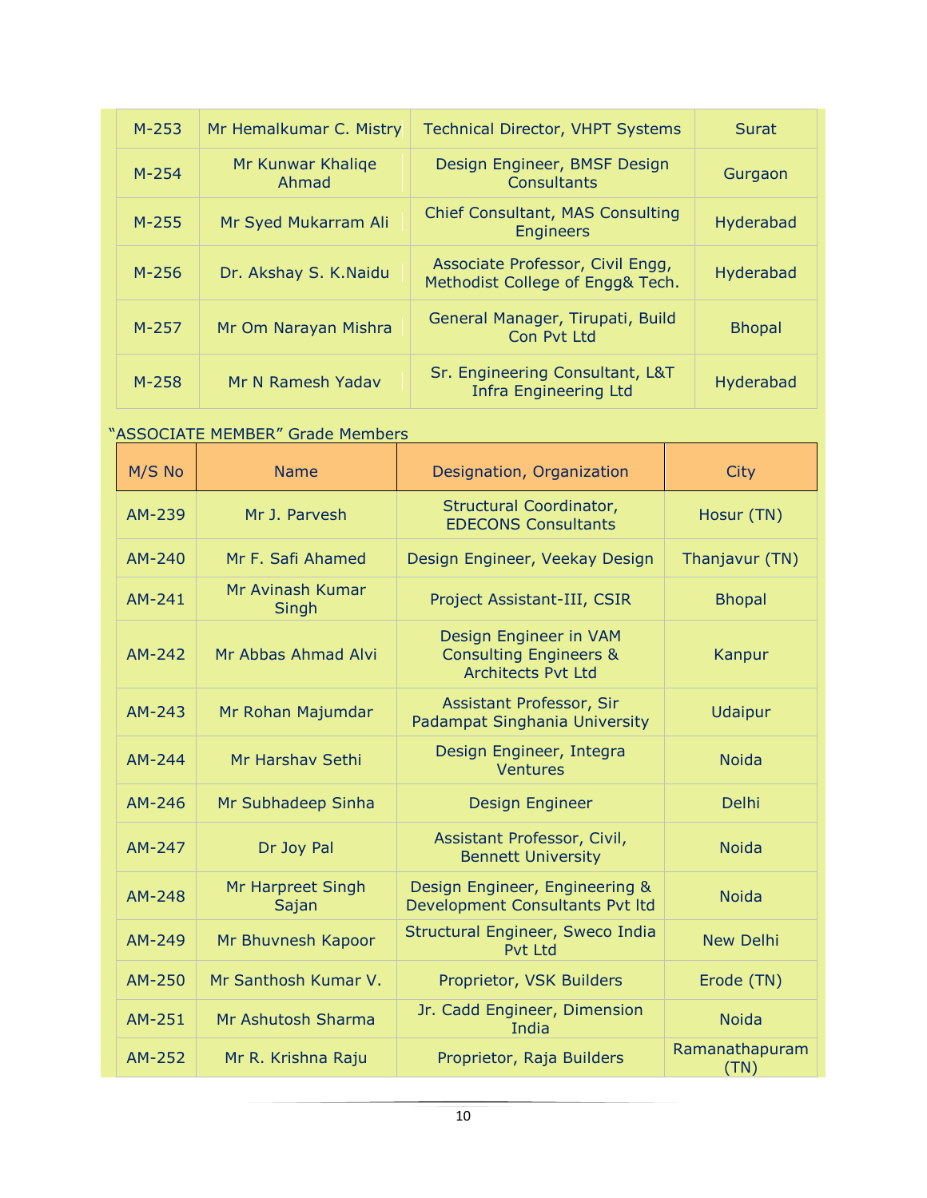| | | | |
|---|---|---|---|
| M-253 | Mr Hemalkumar C. Mistry | Technical Director, VHPT Systems | Surat |
| M-254 | Mr Kunwar Khaliqe Ahmad | Design Engineer, BMSF Design Consultants | Gurgaon |
| M-255 | Mr Syed Mukarram Ali | Chief Consultant, MAS Consulting Engineers | Hyderabad |
| M-256 | Dr. Akshay S. K.Naidu | Associate Professor, Civil Engg, Methodist College of Engg& Tech. | Hyderabad |
| M-257 | Mr Om Narayan Mishra | General Manager, Tirupati, Build Con Pvt Ltd | Bhopal |
| M-258 | Mr N Ramesh Yadav | Sr. Engineering Consultant, L&T Infra Engineering Ltd | Hyderabad |

"ASSOCIATE MEMBER" Grade Members

| M/S No | Name | Designation, Organization | City |
|---|---|---|---|
| AM-239 | Mr J. Parvesh | Structural Coordinator, EDECONS Consultants | Hosur (TN) |
| AM-240 | Mr F. Safi Ahamed | Design Engineer, Veekay Design | Thanjavur (TN) |
| AM-241 | Mr Avinash Kumar Singh | Project Assistant-III, CSIR | Bhopal |
| AM-242 | Mr Abbas Ahmad Alvi | Design Engineer in VAM Consulting Engineers & Architects Pvt Ltd | Kanpur |
| AM-243 | Mr Rohan Majumdar | Assistant Professor, Sir Padampat Singhania University | Udaipur |
| AM-244 | Mr Harshav Sethi | Design Engineer, Integra Ventures | Noida |
| AM-246 | Mr Subhadeep Sinha | Design Engineer | Delhi |
| AM-247 | Dr Joy Pal | Assistant Professor, Civil, Bennett University | Noida |
| AM-248 | Mr Harpreet Singh Sajan | Design Engineer, Engineering & Development Consultants Pvt ltd | Noida |
| AM-249 | Mr Bhuvnesh Kapoor | Structural Engineer, Sweco India Pvt Ltd | New Delhi |
| AM-250 | Mr Santhosh Kumar V. | Proprietor, VSK Builders | Erode (TN) |
| AM-251 | Mr Ashutosh Sharma | Jr. Cadd Engineer, Dimension India | Noida |
| AM-252 | Mr R. Krishna Raju | Proprietor, Raja Builders | Ramanathapuram (TN) |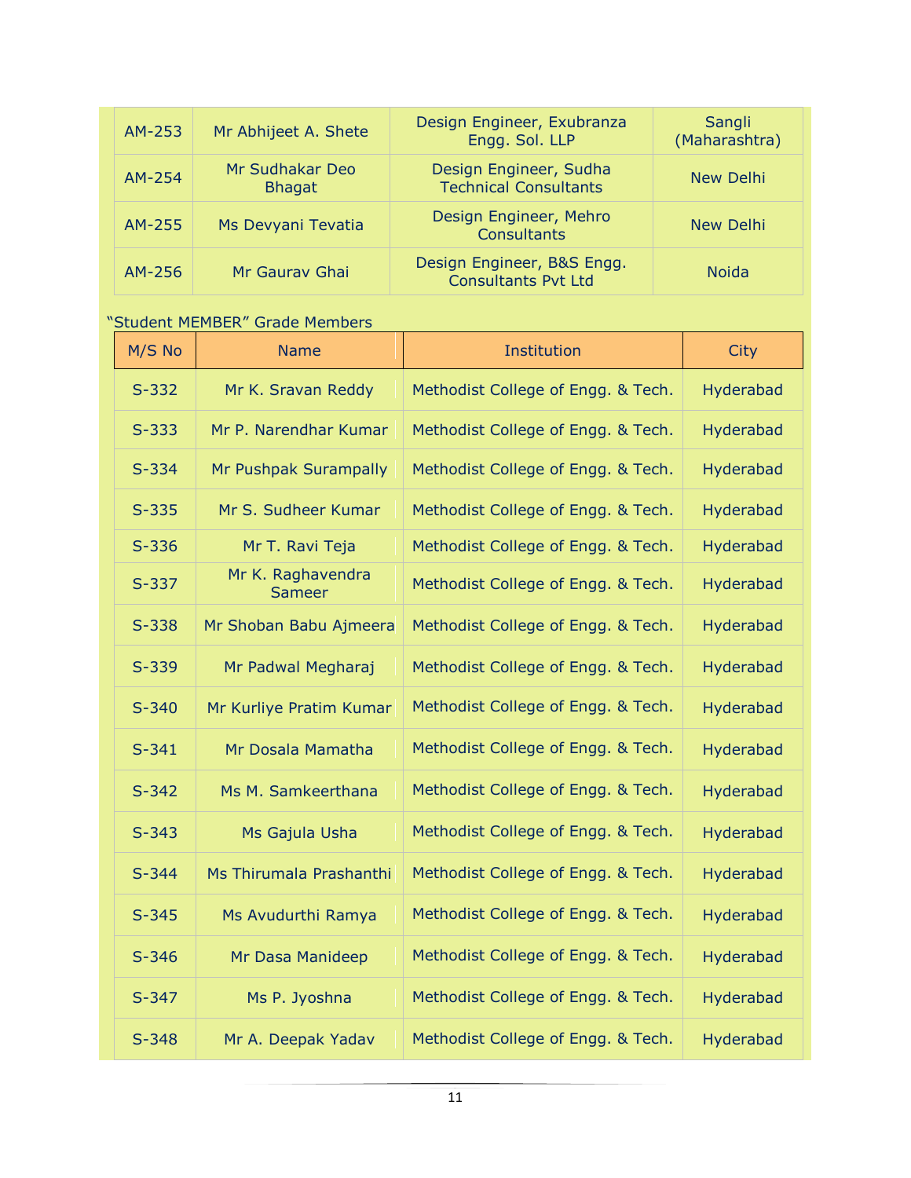| AM-253 | Mr Abhijeet A. Shete | Design Engineer, Exubranza Engg. Sol. LLP | Sangli (Maharashtra) |
|---|---|---|---|
| AM-254 | Mr Sudhakar Deo Bhagat | Design Engineer, Sudha Technical Consultants | New Delhi |
| AM-255 | Ms Devyani Tevatia | Design Engineer, Mehro Consultants | New Delhi |
| AM-256 | Mr Gaurav Ghai | Design Engineer, B&S Engg. Consultants Pvt Ltd | Noida |

"Student MEMBER" Grade Members

| M/S No | Name | Institution | City |
|---|---|---|---|
| S-332 | Mr K. Sravan Reddy | Methodist College of Engg. & Tech. | Hyderabad |
| S-333 | Mr P. Narendhar Kumar | Methodist College of Engg. & Tech. | Hyderabad |
| S-334 | Mr Pushpak Surampally | Methodist College of Engg. & Tech. | Hyderabad |
| S-335 | Mr S. Sudheer Kumar | Methodist College of Engg. & Tech. | Hyderabad |
| S-336 | Mr T. Ravi Teja | Methodist College of Engg. & Tech. | Hyderabad |
| S-337 | Mr K. Raghavendra Sameer | Methodist College of Engg. & Tech. | Hyderabad |
| S-338 | Mr Shoban Babu Ajmeera | Methodist College of Engg. & Tech. | Hyderabad |
| S-339 | Mr Padwal Megharaj | Methodist College of Engg. & Tech. | Hyderabad |
| S-340 | Mr Kurliye Pratim Kumar | Methodist College of Engg. & Tech. | Hyderabad |
| S-341 | Mr Dosala Mamatha | Methodist College of Engg. & Tech. | Hyderabad |
| S-342 | Ms M. Samkeerthana | Methodist College of Engg. & Tech. | Hyderabad |
| S-343 | Ms Gajula Usha | Methodist College of Engg. & Tech. | Hyderabad |
| S-344 | Ms Thirumala Prashanthi | Methodist College of Engg. & Tech. | Hyderabad |
| S-345 | Ms Avudurthi Ramya | Methodist College of Engg. & Tech. | Hyderabad |
| S-346 | Mr Dasa Manideep | Methodist College of Engg. & Tech. | Hyderabad |
| S-347 | Ms P. Jyoshna | Methodist College of Engg. & Tech. | Hyderabad |
| S-348 | Mr A. Deepak Yadav | Methodist College of Engg. & Tech. | Hyderabad |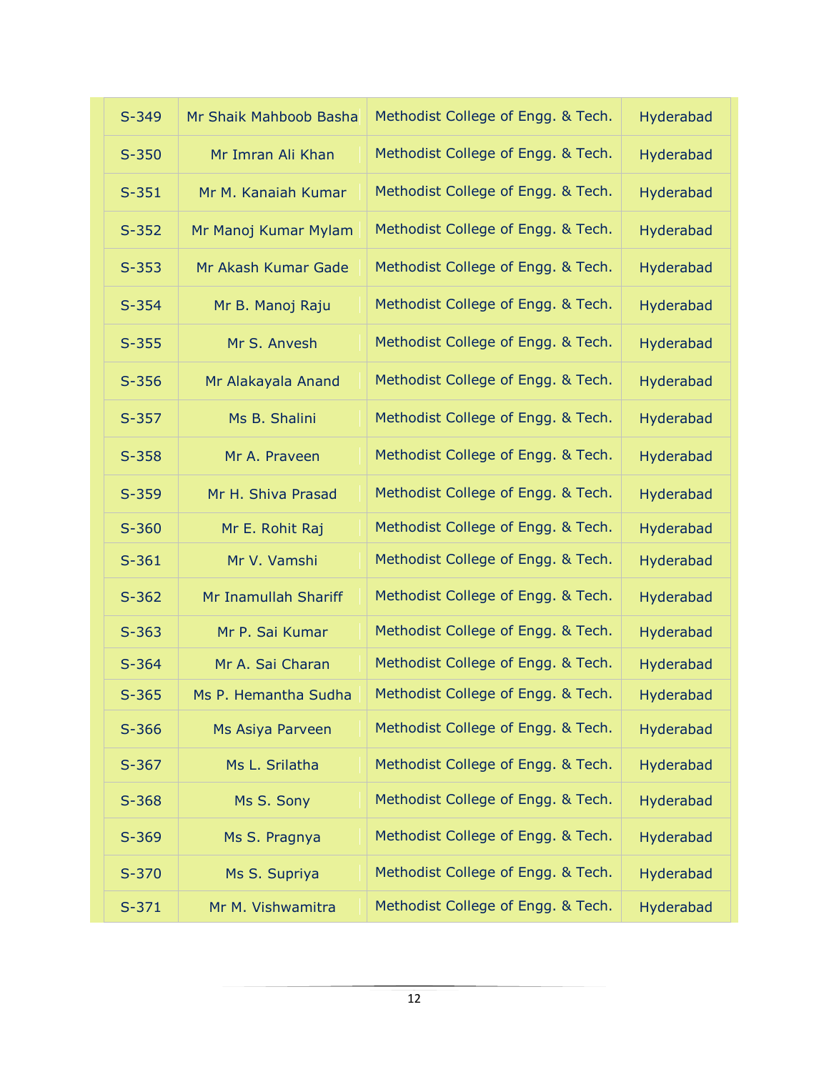| S-349 | Mr Shaik Mahboob Basha | Methodist College of Engg. & Tech. | Hyderabad |
|---|---|---|---|
| S-350 | Mr Imran Ali Khan | Methodist College of Engg. & Tech. | Hyderabad |
| S-351 | Mr M. Kanaiah Kumar | Methodist College of Engg. & Tech. | Hyderabad |
| S-352 | Mr Manoj Kumar Mylam | Methodist College of Engg. & Tech. | Hyderabad |
| S-353 | Mr Akash Kumar Gade | Methodist College of Engg. & Tech. | Hyderabad |
| S-354 | Mr B. Manoj Raju | Methodist College of Engg. & Tech. | Hyderabad |
| S-355 | Mr S. Anvesh | Methodist College of Engg. & Tech. | Hyderabad |
| S-356 | Mr Alakayala Anand | Methodist College of Engg. & Tech. | Hyderabad |
| S-357 | Ms B. Shalini | Methodist College of Engg. & Tech. | Hyderabad |
| S-358 | Mr A. Praveen | Methodist College of Engg. & Tech. | Hyderabad |
| S-359 | Mr H. Shiva Prasad | Methodist College of Engg. & Tech. | Hyderabad |
| S-360 | Mr E. Rohit Raj | Methodist College of Engg. & Tech. | Hyderabad |
| S-361 | Mr V. Vamshi | Methodist College of Engg. & Tech. | Hyderabad |
| S-362 | Mr Inamullah Shariff | Methodist College of Engg. & Tech. | Hyderabad |
| S-363 | Mr P. Sai Kumar | Methodist College of Engg. & Tech. | Hyderabad |
| S-364 | Mr A. Sai Charan | Methodist College of Engg. & Tech. | Hyderabad |
| S-365 | Ms P. Hemantha Sudha | Methodist College of Engg. & Tech. | Hyderabad |
| S-366 | Ms Asiya Parveen | Methodist College of Engg. & Tech. | Hyderabad |
| S-367 | Ms L. Srilatha | Methodist College of Engg. & Tech. | Hyderabad |
| S-368 | Ms S. Sony | Methodist College of Engg. & Tech. | Hyderabad |
| S-369 | Ms S. Pragnya | Methodist College of Engg. & Tech. | Hyderabad |
| S-370 | Ms S. Supriya | Methodist College of Engg. & Tech. | Hyderabad |
| S-371 | Mr M. Vishwamitra | Methodist College of Engg. & Tech. | Hyderabad |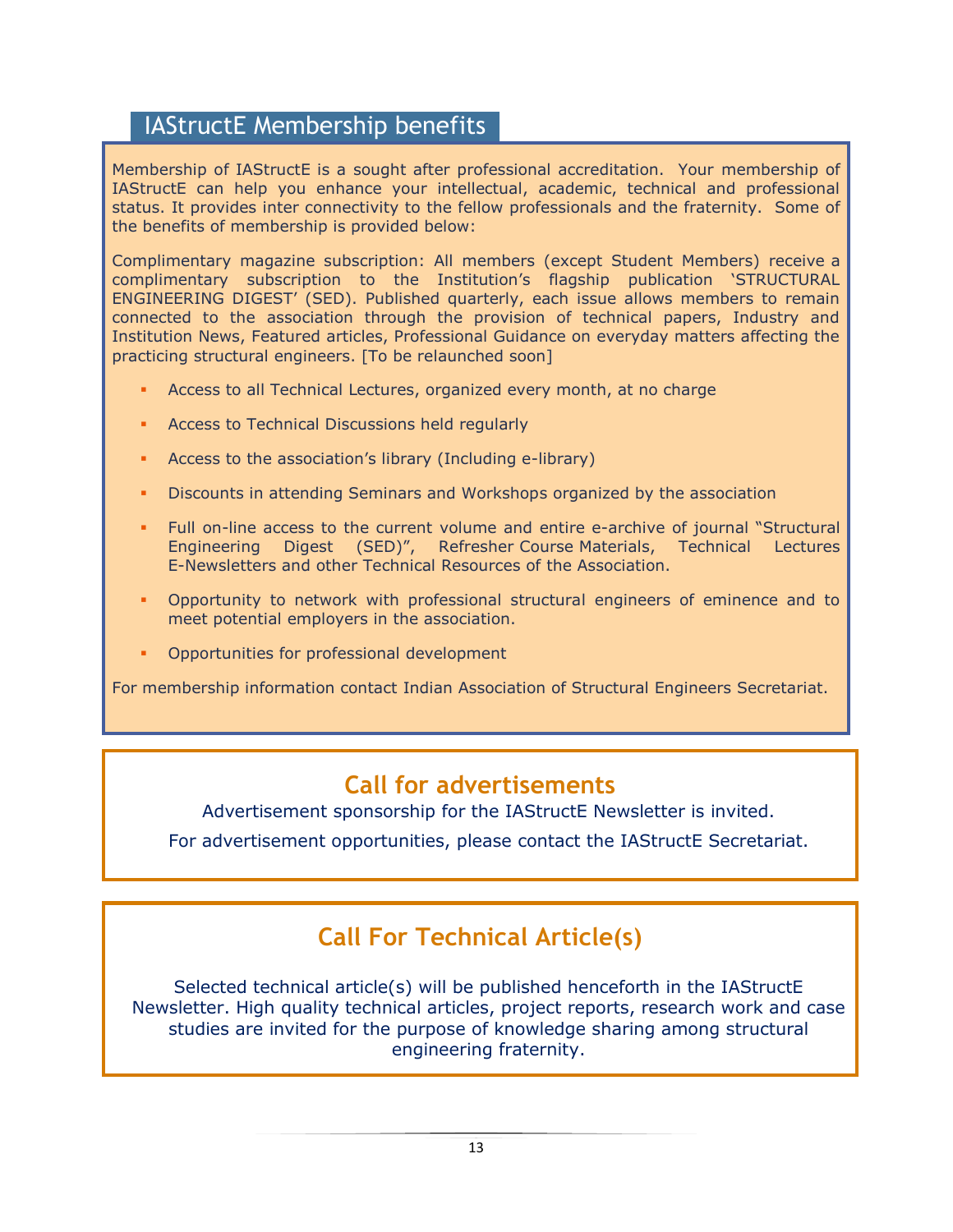## IAStructE Membership benefits

Membership of IAStructE is a sought after professional accreditation. Your membership of IAStructE can help you enhance your intellectual, academic, technical and professional status. It provides inter connectivity to the fellow professionals and the fraternity. Some of the benefits of membership is provided below:

Complimentary magazine subscription: All members (except Student Members) receive a complimentary subscription to the Institution's flagship publication 'STRUCTURAL ENGINEERING DIGEST' (SED). Published quarterly, each issue allows members to remain connected to the association through the provision of technical papers, Industry and Institution News, Featured articles, Professional Guidance on everyday matters affecting the practicing structural engineers. [To be relaunched soon]

- Access to all Technical Lectures, organized every month, at no charge
- Access to Technical Discussions held regularly
- Access to the association's library (Including e-library)
- Discounts in attending Seminars and Workshops organized by the association
- Full on-line access to the current volume and entire e-archive of journal "Structural Engineering Digest (SED)", Refresher Course Materials, Technical Lectures E-Newsletters and other Technical Resources of the Association.
- Opportunity to network with professional structural engineers of eminence and to meet potential employers in the association.
- Opportunities for professional development

For membership information contact Indian Association of Structural Engineers Secretariat.

## Call for advertisements

Advertisement sponsorship for the IAStructE Newsletter is invited.

For advertisement opportunities, please contact the IAStructE Secretariat.

## Call For Technical Article(s)

Selected technical article(s) will be published henceforth in the IAStructE Newsletter. High quality technical articles, project reports, research work and case studies are invited for the purpose of knowledge sharing among structural engineering fraternity.